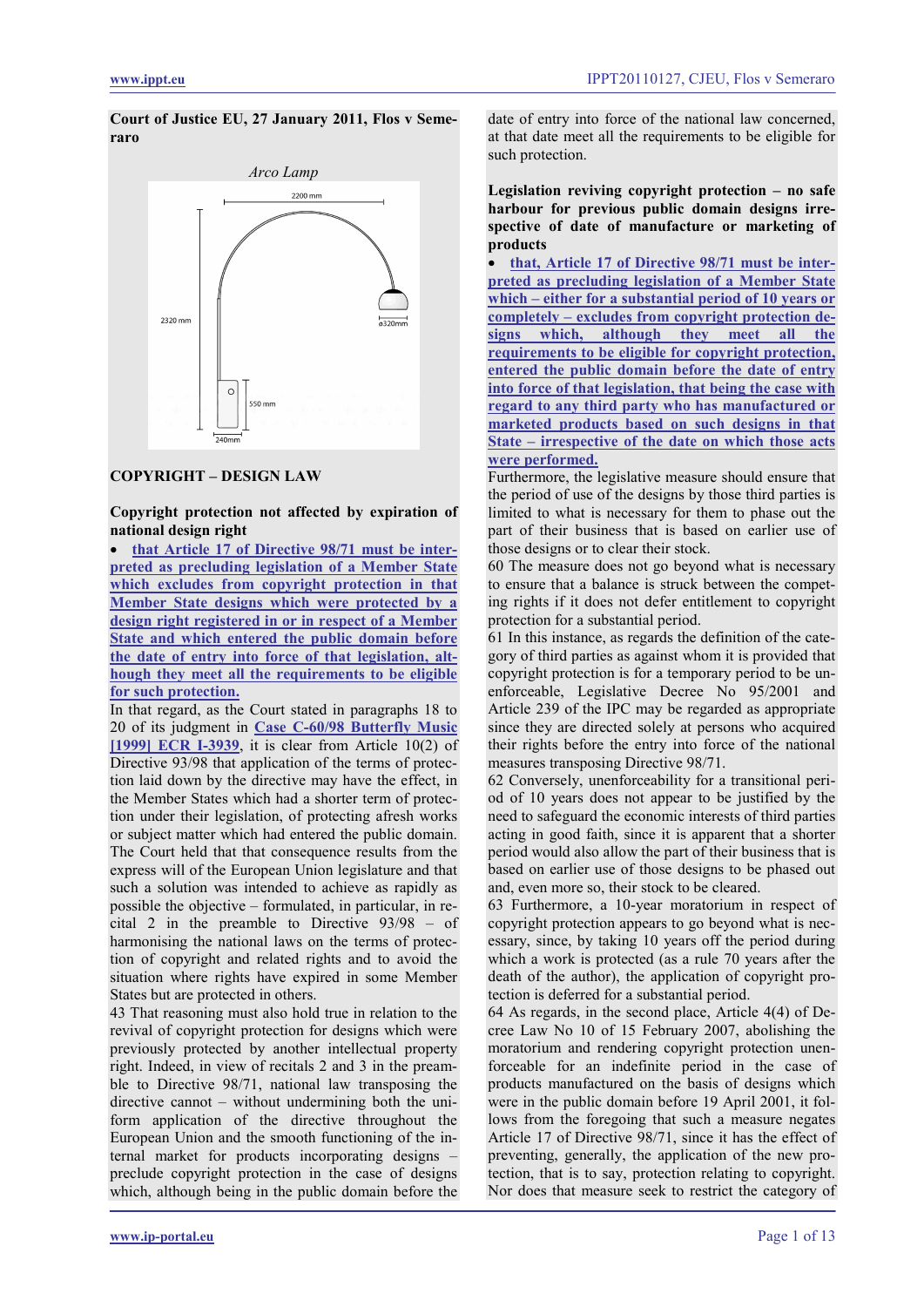**Court of Justice EU, 27 January 2011, Flos v Semeraro**

*Arco Lamp*

2200 mm

2320 mm

ø320mm

550 mm

240mm

**COPYRIGHT – DESIGN LAW**

**Copyright protection not affected by expiration of national design right**

- **that Article 17 of Directive 98/71 must be interpreted as precluding legislation of a Member State which excludes from copyright protection in that Member State designs which were protected by a design right registered in or in respect of a Member State and which entered the public domain before the date of entry into force of that legislation, although they meet all the requirements to be eligible for such protection.**

In that regard, as the Court stated in paragraphs 18 to 20 of its judgment in Case C-60/98 Butterfly Music [1999] ECR I-3939, it is clear from Article 10(2) of Directive 93/98 that application of the terms of protection laid down by the directive may have the effect, in the Member States which had a shorter term of protection under their legislation, of protecting afresh works or subject matter which had entered the public domain. The Court held that that consequence results from the express will of the European Union legislature and that such a solution was intended to achieve as rapidly as possible the objective – formulated, in particular, in recital 2 in the preamble to Directive 93/98 – of harmonising the national laws on the terms of protection of copyright and related rights and to avoid the situation where rights have expired in some Member States but are protected in others.

43 That reasoning must also hold true in relation to the revival of copyright protection for designs which were previously protected by another intellectual property right. Indeed, in view of recitals 2 and 3 in the preamble to Directive 98/71, national law transposing the directive cannot – without undermining both the uniform application of the directive throughout the European Union and the smooth functioning of the internal market for products incorporating designs – preclude copyright protection in the case of designs which, although being in the public domain before the date of entry into force of the national law concerned, at that date meet all the requirements to be eligible for such protection.

**Legislation reviving copyright protection – no safe harbour for previous public domain designs irrespective of date of manufacture or marketing of products**

- **that, Article 17 of Directive 98/71 must be interpreted as precluding legislation of a Member State which – either for a substantial period of 10 years or completely – excludes from copyright protection designs which, although they meet all the requirements to be eligible for copyright protection, entered the public domain before the date of entry into force of that legislation, that being the case with regard to any third party who has manufactured or marketed products based on such designs in that State – irrespective of the date on which those acts were performed.**

Furthermore, the legislative measure should ensure that the period of use of the designs by those third parties is limited to what is necessary for them to phase out the part of their business that is based on earlier use of those designs or to clear their stock.

60 The measure does not go beyond what is necessary to ensure that a balance is struck between the competing rights if it does not defer entitlement to copyright protection for a substantial period.

61 In this instance, as regards the definition of the category of third parties as against whom it is provided that copyright protection is for a temporary period to be unenforceable, Legislative Decree No 95/2001 and Article 239 of the IPC may be regarded as appropriate since they are directed solely at persons who acquired their rights before the entry into force of the national measures transposing Directive 98/71.

62 Conversely, unenforceability for a transitional period of 10 years does not appear to be justified by the need to safeguard the economic interests of third parties acting in good faith, since it is apparent that a shorter period would also allow the part of their business that is based on earlier use of those designs to be phased out and, even more so, their stock to be cleared.

63 Furthermore, a 10-year moratorium in respect of copyright protection appears to go beyond what is necessary, since, by taking 10 years off the period during which a work is protected (as a rule 70 years after the death of the author), the application of copyright protection is deferred for a substantial period.

64 As regards, in the second place, Article 4(4) of Decree Law No 10 of 15 February 2007, abolishing the moratorium and rendering copyright protection unenforceable for an indefinite period in the case of products manufactured on the basis of designs which were in the public domain before 19 April 2001, it follows from the foregoing that such a measure negates Article 17 of Directive 98/71, since it has the effect of preventing, generally, the application of the new protection, that is to say, protection relating to copyright. Nor does that measure seek to restrict the category of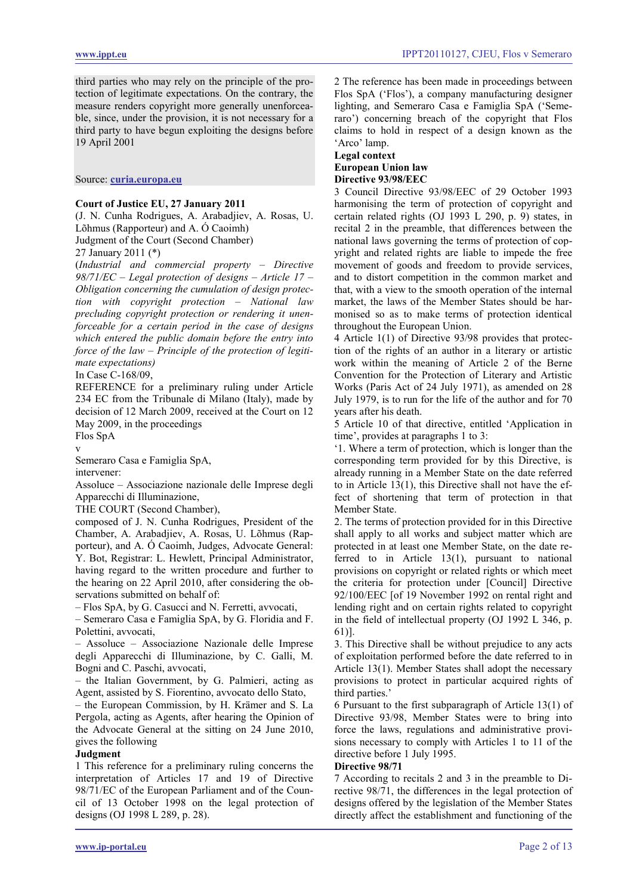third parties who may rely on the principle of the protection of legitimate expectations. On the contrary, the measure renders copyright more generally unenforceable, since, under the provision, it is not necessary for a third party to have begun exploiting the designs before 19 April 2001

Source: **curia.europa.eu**

**Court of Justice EU, 27 January 2011**

(J. N. Cunha Rodrigues, A. Arabadjiev, A. Rosas, U. Lõhmus (Rapporteur) and A. Ó Caoimh)

Judgment of the Court (Second Chamber)

27 January 2011 (*)

(*Industrial and commercial property – Directive 98/71/EC – Legal protection of designs – Article 17 – Obligation concerning the cumulation of design protection with copyright protection – National law precluding copyright protection or rendering it unenforceable for a certain period in the case of designs which entered the public domain before the entry into force of the law – Principle of the protection of legitimate expectations)*

In Case C-168/09,

REFERENCE for a preliminary ruling under Article 234 EC from the Tribunale di Milano (Italy), made by decision of 12 March 2009, received at the Court on 12 May 2009, in the proceedings

Flos SpA

v

Semeraro Casa e Famiglia SpA,

intervener:

Assoluce – Associazione nazionale delle Imprese degli Apparecchi di Illuminazione,

THE COURT (Second Chamber),

composed of J. N. Cunha Rodrigues, President of the Chamber, A. Arabadjiev, A. Rosas, U. Lõhmus (Rapporteur), and A. Ó Caoimh, Judges, Advocate General: Y. Bot, Registrar: L. Hewlett, Principal Administrator, having regard to the written procedure and further to the hearing on 22 April 2010, after considering the observations submitted on behalf of:

– Flos SpA, by G. Casucci and N. Ferretti, avvocati,

– Semeraro Casa e Famiglia SpA, by G. Floridia and F. Polettini, avvocati,

– Assoluce – Associazione Nazionale delle Imprese degli Apparecchi di Illuminazione, by C. Galli, M. Bogni and C. Paschi, avvocati,

– the Italian Government, by G. Palmieri, acting as Agent, assisted by S. Fiorentino, avvocato dello Stato,

– the European Commission, by H. Krämer and S. La Pergola, acting as Agents, after hearing the Opinion of the Advocate General at the sitting on 24 June 2010, gives the following

**Judgment**

1 This reference for a preliminary ruling concerns the interpretation of Articles 17 and 19 of Directive 98/71/EC of the European Parliament and of the Council of 13 October 1998 on the legal protection of designs (OJ 1998 L 289, p. 28).

2 The reference has been made in proceedings between Flos SpA ('Flos'), a company manufacturing designer lighting, and Semeraro Casa e Famiglia SpA ('Semeraro') concerning breach of the copyright that Flos claims to hold in respect of a design known as the 'Arco' lamp.

**Legal context**

**European Union law**

**Directive 93/98/EEC**

3 Council Directive 93/98/EEC of 29 October 1993 harmonising the term of protection of copyright and certain related rights (OJ 1993 L 290, p. 9) states, in recital 2 in the preamble, that differences between the national laws governing the terms of protection of copyright and related rights are liable to impede the free movement of goods and freedom to provide services, and to distort competition in the common market and that, with a view to the smooth operation of the internal market, the laws of the Member States should be harmonised so as to make terms of protection identical throughout the European Union.

4 Article 1(1) of Directive 93/98 provides that protection of the rights of an author in a literary or artistic work within the meaning of Article 2 of the Berne Convention for the Protection of Literary and Artistic Works (Paris Act of 24 July 1971), as amended on 28 July 1979, is to run for the life of the author and for 70 years after his death.

5 Article 10 of that directive, entitled 'Application in time', provides at paragraphs 1 to 3:

'1. Where a term of protection, which is longer than the corresponding term provided for by this Directive, is already running in a Member State on the date referred to in Article 13(1), this Directive shall not have the effect of shortening that term of protection in that Member State.

2. The terms of protection provided for in this Directive shall apply to all works and subject matter which are protected in at least one Member State, on the date referred to in Article 13(1), pursuant to national provisions on copyright or related rights or which meet the criteria for protection under [Council] Directive 92/100/EEC [of 19 November 1992 on rental right and lending right and on certain rights related to copyright in the field of intellectual property (OJ 1992 L 346, p. 61)].

3. This Directive shall be without prejudice to any acts of exploitation performed before the date referred to in Article 13(1). Member States shall adopt the necessary provisions to protect in particular acquired rights of third parties.'

6 Pursuant to the first subparagraph of Article 13(1) of Directive 93/98, Member States were to bring into force the laws, regulations and administrative provisions necessary to comply with Articles 1 to 11 of the directive before 1 July 1995.

**Directive 98/71**

7 According to recitals 2 and 3 in the preamble to Directive 98/71, the differences in the legal protection of designs offered by the legislation of the Member States directly affect the establishment and functioning of the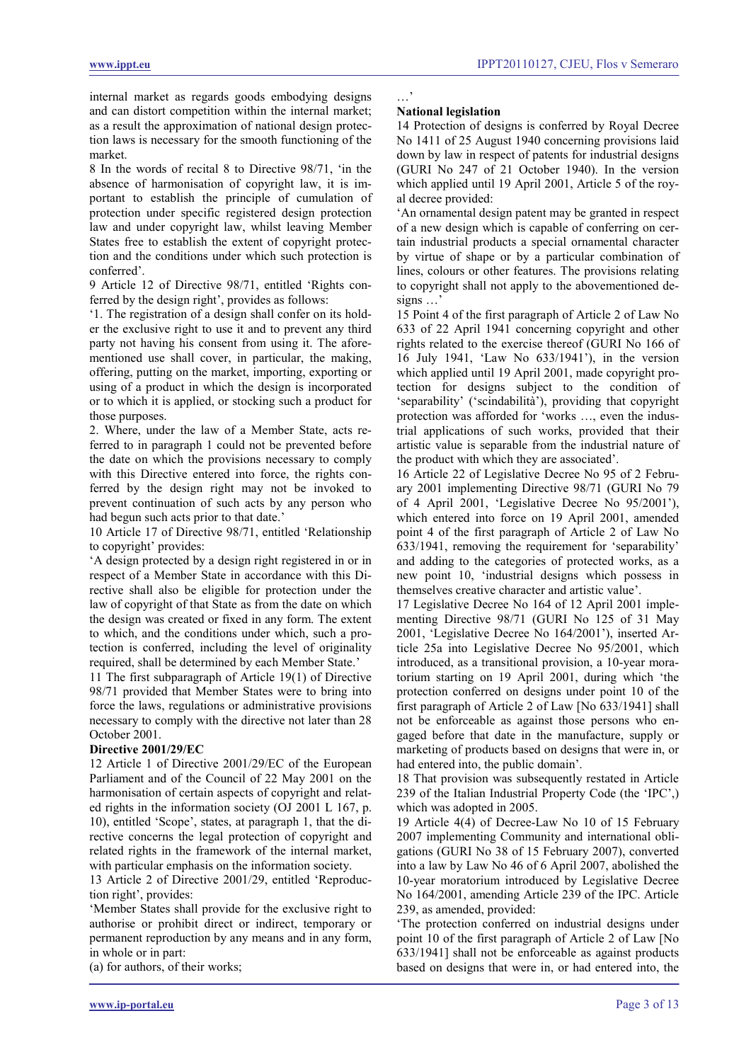internal market as regards goods embodying designs and can distort competition within the internal market; as a result the approximation of national design protection laws is necessary for the smooth functioning of the market.

8 In the words of recital 8 to Directive 98/71, 'in the absence of harmonisation of copyright law, it is important to establish the principle of cumulation of protection under specific registered design protection law and under copyright law, whilst leaving Member States free to establish the extent of copyright protection and the conditions under which such protection is conferred'.

9 Article 12 of Directive 98/71, entitled 'Rights conferred by the design right', provides as follows:

'1. The registration of a design shall confer on its holder the exclusive right to use it and to prevent any third party not having his consent from using it. The aforementioned use shall cover, in particular, the making, offering, putting on the market, importing, exporting or using of a product in which the design is incorporated or to which it is applied, or stocking such a product for those purposes.

2. Where, under the law of a Member State, acts referred to in paragraph 1 could not be prevented before the date on which the provisions necessary to comply with this Directive entered into force, the rights conferred by the design right may not be invoked to prevent continuation of such acts by any person who had begun such acts prior to that date.'

10 Article 17 of Directive 98/71, entitled 'Relationship to copyright' provides:

'A design protected by a design right registered in or in respect of a Member State in accordance with this Directive shall also be eligible for protection under the law of copyright of that State as from the date on which the design was created or fixed in any form. The extent to which, and the conditions under which, such a protection is conferred, including the level of originality required, shall be determined by each Member State.'

11 The first subparagraph of Article 19(1) of Directive 98/71 provided that Member States were to bring into force the laws, regulations or administrative provisions necessary to comply with the directive not later than 28 October 2001.

**Directive 2001/29/EC**

12 Article 1 of Directive 2001/29/EC of the European Parliament and of the Council of 22 May 2001 on the harmonisation of certain aspects of copyright and related rights in the information society (OJ 2001 L 167, p. 10), entitled 'Scope', states, at paragraph 1, that the directive concerns the legal protection of copyright and related rights in the framework of the internal market, with particular emphasis on the information society.

13 Article 2 of Directive 2001/29, entitled 'Reproduction right', provides:

'Member States shall provide for the exclusive right to authorise or prohibit direct or indirect, temporary or permanent reproduction by any means and in any form, in whole or in part:

(a) for authors, of their works;

…'

**National legislation**

14 Protection of designs is conferred by Royal Decree No 1411 of 25 August 1940 concerning provisions laid down by law in respect of patents for industrial designs (GURI No 247 of 21 October 1940). In the version which applied until 19 April 2001, Article 5 of the royal decree provided:

'An ornamental design patent may be granted in respect of a new design which is capable of conferring on certain industrial products a special ornamental character by virtue of shape or by a particular combination of lines, colours or other features. The provisions relating to copyright shall not apply to the abovementioned designs …'

15 Point 4 of the first paragraph of Article 2 of Law No 633 of 22 April 1941 concerning copyright and other rights related to the exercise thereof (GURI No 166 of 16 July 1941, 'Law No 633/1941'), in the version which applied until 19 April 2001, made copyright protection for designs subject to the condition of 'separability' ('scindabilità'), providing that copyright protection was afforded for 'works …, even the industrial applications of such works, provided that their artistic value is separable from the industrial nature of the product with which they are associated'.

16 Article 22 of Legislative Decree No 95 of 2 February 2001 implementing Directive 98/71 (GURI No 79 of 4 April 2001, 'Legislative Decree No 95/2001'), which entered into force on 19 April 2001, amended point 4 of the first paragraph of Article 2 of Law No 633/1941, removing the requirement for 'separability' and adding to the categories of protected works, as a new point 10, 'industrial designs which possess in themselves creative character and artistic value'.

17 Legislative Decree No 164 of 12 April 2001 implementing Directive 98/71 (GURI No 125 of 31 May 2001, 'Legislative Decree No 164/2001'), inserted Article 25a into Legislative Decree No 95/2001, which introduced, as a transitional provision, a 10-year moratorium starting on 19 April 2001, during which 'the protection conferred on designs under point 10 of the first paragraph of Article 2 of Law [No 633/1941] shall not be enforceable as against those persons who engaged before that date in the manufacture, supply or marketing of products based on designs that were in, or had entered into, the public domain'.

18 That provision was subsequently restated in Article 239 of the Italian Industrial Property Code (the 'IPC',) which was adopted in 2005.

19 Article 4(4) of Decree-Law No 10 of 15 February 2007 implementing Community and international obligations (GURI No 38 of 15 February 2007), converted into a law by Law No 46 of 6 April 2007, abolished the 10-year moratorium introduced by Legislative Decree No 164/2001, amending Article 239 of the IPC. Article 239, as amended, provided:

'The protection conferred on industrial designs under point 10 of the first paragraph of Article 2 of Law [No 633/1941] shall not be enforceable as against products based on designs that were in, or had entered into, the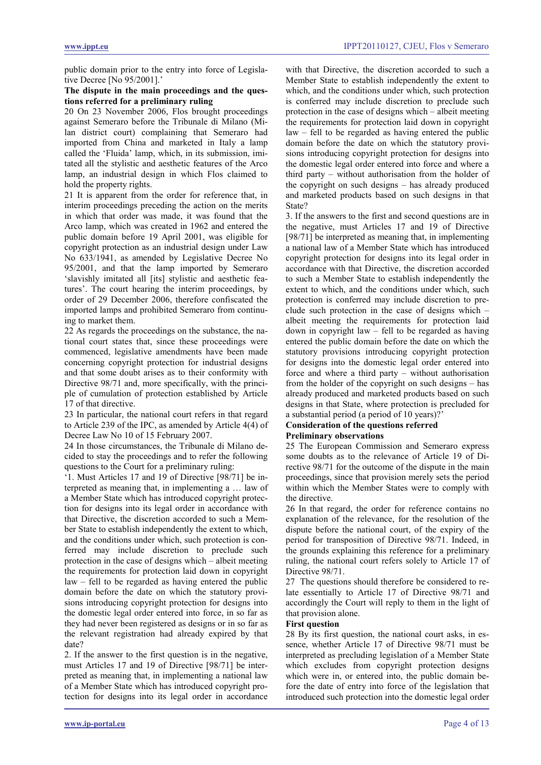public domain prior to the entry into force of Legislative Decree [No 95/2001].'

**The dispute in the main proceedings and the questions referred for a preliminary ruling**

20 On 23 November 2006, Flos brought proceedings against Semeraro before the Tribunale di Milano (Milan district court) complaining that Semeraro had imported from China and marketed in Italy a lamp called the 'Fluida' lamp, which, in its submission, imitated all the stylistic and aesthetic features of the Arco lamp, an industrial design in which Flos claimed to hold the property rights.

21 It is apparent from the order for reference that, in interim proceedings preceding the action on the merits in which that order was made, it was found that the Arco lamp, which was created in 1962 and entered the public domain before 19 April 2001, was eligible for copyright protection as an industrial design under Law No 633/1941, as amended by Legislative Decree No 95/2001, and that the lamp imported by Semeraro 'slavishly imitated all [its] stylistic and aesthetic features'. The court hearing the interim proceedings, by order of 29 December 2006, therefore confiscated the imported lamps and prohibited Semeraro from continuing to market them.

22 As regards the proceedings on the substance, the national court states that, since these proceedings were commenced, legislative amendments have been made concerning copyright protection for industrial designs and that some doubt arises as to their conformity with Directive 98/71 and, more specifically, with the principle of cumulation of protection established by Article 17 of that directive.

23 In particular, the national court refers in that regard to Article 239 of the IPC, as amended by Article 4(4) of Decree Law No 10 of 15 February 2007.

24 In those circumstances, the Tribunale di Milano decided to stay the proceedings and to refer the following questions to the Court for a preliminary ruling:

'1. Must Articles 17 and 19 of Directive [98/71] be interpreted as meaning that, in implementing a … law of a Member State which has introduced copyright protection for designs into its legal order in accordance with that Directive, the discretion accorded to such a Member State to establish independently the extent to which, and the conditions under which, such protection is conferred may include discretion to preclude such protection in the case of designs which – albeit meeting the requirements for protection laid down in copyright law – fell to be regarded as having entered the public domain before the date on which the statutory provisions introducing copyright protection for designs into the domestic legal order entered into force, in so far as they had never been registered as designs or in so far as the relevant registration had already expired by that date?

2. If the answer to the first question is in the negative, must Articles 17 and 19 of Directive [98/71] be interpreted as meaning that, in implementing a national law of a Member State which has introduced copyright protection for designs into its legal order in accordance with that Directive, the discretion accorded to such a Member State to establish independently the extent to which, and the conditions under which, such protection is conferred may include discretion to preclude such protection in the case of designs which – albeit meeting the requirements for protection laid down in copyright law – fell to be regarded as having entered the public domain before the date on which the statutory provisions introducing copyright protection for designs into the domestic legal order entered into force and where a third party – without authorisation from the holder of the copyright on such designs – has already produced and marketed products based on such designs in that State?

3. If the answers to the first and second questions are in the negative, must Articles 17 and 19 of Directive [98/71] be interpreted as meaning that, in implementing a national law of a Member State which has introduced copyright protection for designs into its legal order in accordance with that Directive, the discretion accorded to such a Member State to establish independently the extent to which, and the conditions under which, such protection is conferred may include discretion to preclude such protection in the case of designs which – albeit meeting the requirements for protection laid down in copyright law – fell to be regarded as having entered the public domain before the date on which the statutory provisions introducing copyright protection for designs into the domestic legal order entered into force and where a third party – without authorisation from the holder of the copyright on such designs – has already produced and marketed products based on such designs in that State, where protection is precluded for a substantial period (a period of 10 years)?'

**Consideration of the questions referred**

**Preliminary observations**

25 The European Commission and Semeraro express some doubts as to the relevance of Article 19 of Directive 98/71 for the outcome of the dispute in the main proceedings, since that provision merely sets the period within which the Member States were to comply with the directive.

26 In that regard, the order for reference contains no explanation of the relevance, for the resolution of the dispute before the national court, of the expiry of the period for transposition of Directive 98/71. Indeed, in the grounds explaining this reference for a preliminary ruling, the national court refers solely to Article 17 of Directive 98/71.

27 The questions should therefore be considered to relate essentially to Article 17 of Directive 98/71 and accordingly the Court will reply to them in the light of that provision alone.

**First question**

28 By its first question, the national court asks, in essence, whether Article 17 of Directive 98/71 must be interpreted as precluding legislation of a Member State which excludes from copyright protection designs which were in, or entered into, the public domain before the date of entry into force of the legislation that introduced such protection into the domestic legal order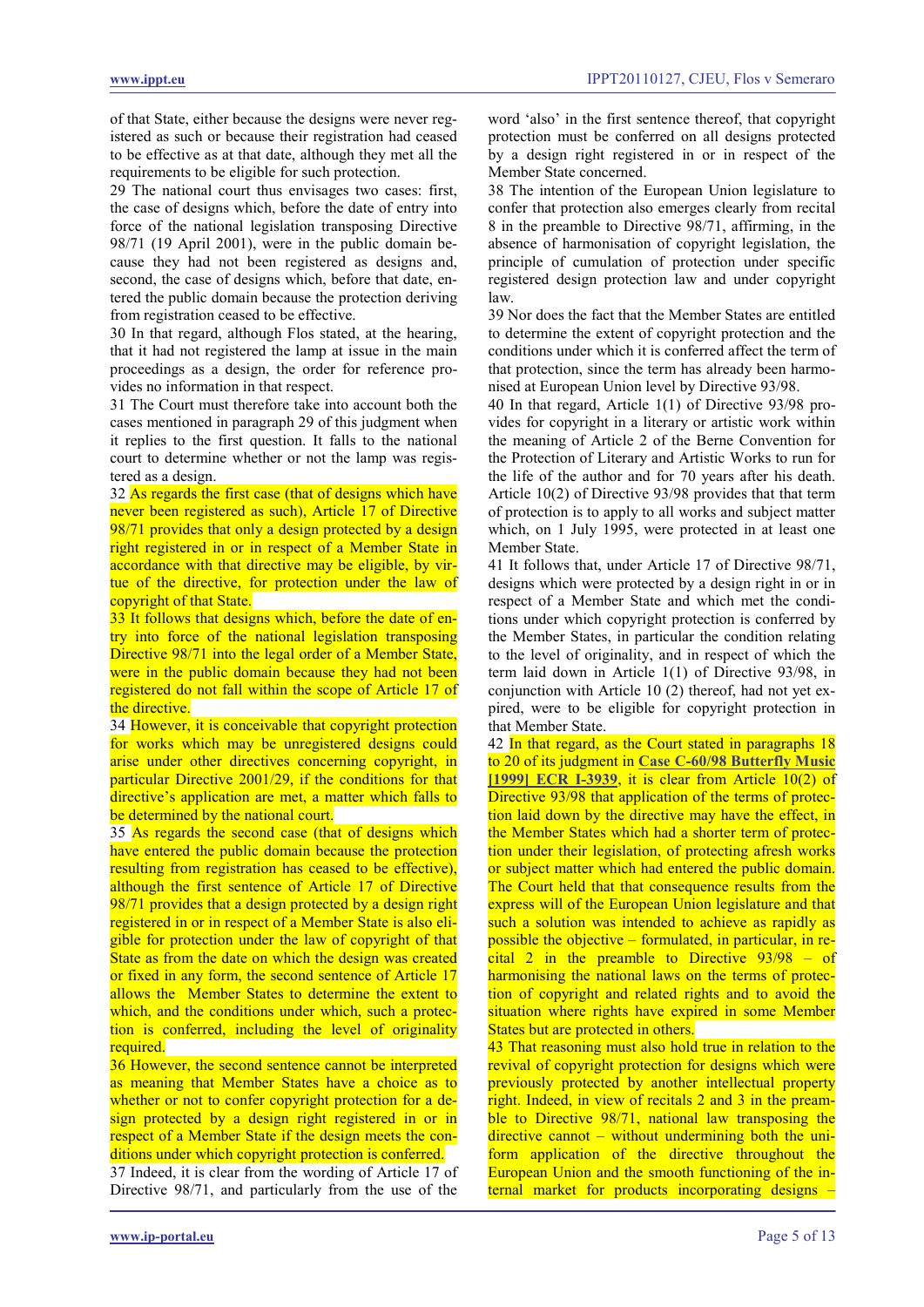of that State, either because the designs were never registered as such or because their registration had ceased to be effective as at that date, although they met all the requirements to be eligible for such protection.

29 The national court thus envisages two cases: first, the case of designs which, before the date of entry into force of the national legislation transposing Directive 98/71 (19 April 2001), were in the public domain because they had not been registered as designs and, second, the case of designs which, before that date, entered the public domain because the protection deriving from registration ceased to be effective.

30 In that regard, although Flos stated, at the hearing, that it had not registered the lamp at issue in the main proceedings as a design, the order for reference provides no information in that respect.

31 The Court must therefore take into account both the cases mentioned in paragraph 29 of this judgment when it replies to the first question. It falls to the national court to determine whether or not the lamp was registered as a design.

32 As regards the first case (that of designs which have never been registered as such), Article 17 of Directive 98/71 provides that only a design protected by a design right registered in or in respect of a Member State in accordance with that directive may be eligible, by virtue of the directive, for protection under the law of copyright of that State.

33 It follows that designs which, before the date of entry into force of the national legislation transposing Directive 98/71 into the legal order of a Member State, were in the public domain because they had not been registered do not fall within the scope of Article 17 of the directive.

34 However, it is conceivable that copyright protection for works which may be unregistered designs could arise under other directives concerning copyright, in particular Directive 2001/29, if the conditions for that directive's application are met, a matter which falls to be determined by the national court.

35 As regards the second case (that of designs which have entered the public domain because the protection resulting from registration has ceased to be effective), although the first sentence of Article 17 of Directive 98/71 provides that a design protected by a design right registered in or in respect of a Member State is also eligible for protection under the law of copyright of that State as from the date on which the design was created or fixed in any form, the second sentence of Article 17 allows the Member States to determine the extent to which, and the conditions under which, such a protection is conferred, including the level of originality required.

36 However, the second sentence cannot be interpreted as meaning that Member States have a choice as to whether or not to confer copyright protection for a design protected by a design right registered in or in respect of a Member State if the design meets the conditions under which copyright protection is conferred.

37 Indeed, it is clear from the wording of Article 17 of Directive 98/71, and particularly from the use of the word 'also' in the first sentence thereof, that copyright protection must be conferred on all designs protected by a design right registered in or in respect of the Member State concerned.

38 The intention of the European Union legislature to confer that protection also emerges clearly from recital 8 in the preamble to Directive 98/71, affirming, in the absence of harmonisation of copyright legislation, the principle of cumulation of protection under specific registered design protection law and under copyright law.

39 Nor does the fact that the Member States are entitled to determine the extent of copyright protection and the conditions under which it is conferred affect the term of that protection, since the term has already been harmonised at European Union level by Directive 93/98.

40 In that regard, Article 1(1) of Directive 93/98 provides for copyright in a literary or artistic work within the meaning of Article 2 of the Berne Convention for the Protection of Literary and Artistic Works to run for the life of the author and for 70 years after his death. Article 10(2) of Directive 93/98 provides that that term of protection is to apply to all works and subject matter which, on 1 July 1995, were protected in at least one Member State.

41 It follows that, under Article 17 of Directive 98/71, designs which were protected by a design right in or in respect of a Member State and which met the conditions under which copyright protection is conferred by the Member States, in particular the condition relating to the level of originality, and in respect of which the term laid down in Article 1(1) of Directive 93/98, in conjunction with Article 10 (2) thereof, had not yet expired, were to be eligible for copyright protection in that Member State.

42 In that regard, as the Court stated in paragraphs 18 to 20 of its judgment in **Case C-60/98 Butterfly Music [1999] ECR I-3939**, it is clear from Article 10(2) of Directive 93/98 that application of the terms of protection laid down by the directive may have the effect, in the Member States which had a shorter term of protection under their legislation, of protecting afresh works or subject matter which had entered the public domain. The Court held that that consequence results from the express will of the European Union legislature and that such a solution was intended to achieve as rapidly as possible the objective – formulated, in particular, in recital 2 in the preamble to Directive 93/98 – of harmonising the national laws on the terms of protection of copyright and related rights and to avoid the situation where rights have expired in some Member States but are protected in others.

43 That reasoning must also hold true in relation to the revival of copyright protection for designs which were previously protected by another intellectual property right. Indeed, in view of recitals 2 and 3 in the preamble to Directive 98/71, national law transposing the directive cannot – without undermining both the uniform application of the directive throughout the European Union and the smooth functioning of the internal market for products incorporating designs –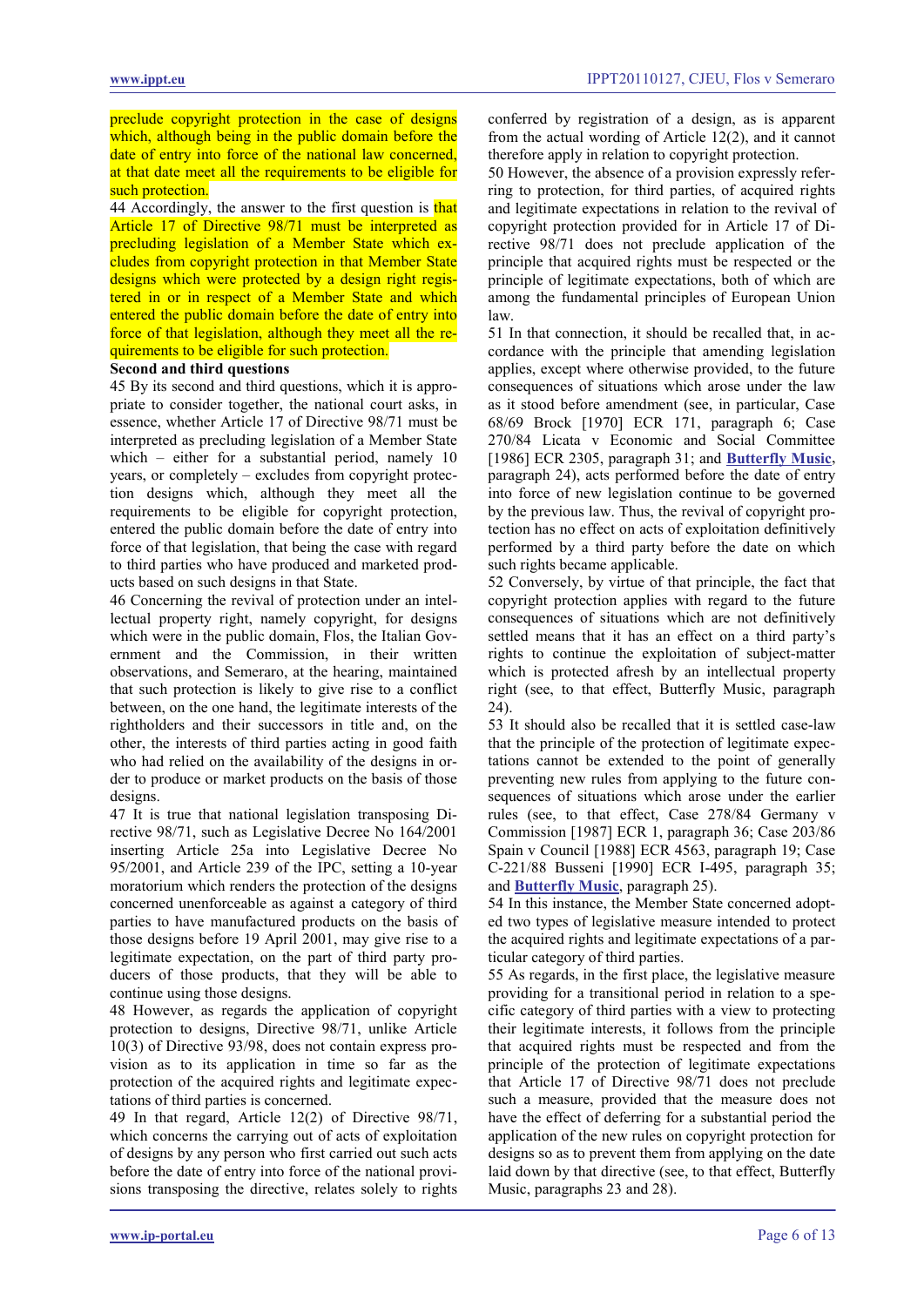preclude copyright protection in the case of designs which, although being in the public domain before the date of entry into force of the national law concerned, at that date meet all the requirements to be eligible for such protection.

44 Accordingly, the answer to the first question is that Article 17 of Directive 98/71 must be interpreted as precluding legislation of a Member State which excludes from copyright protection in that Member State designs which were protected by a design right registered in or in respect of a Member State and which entered the public domain before the date of entry into force of that legislation, although they meet all the requirements to be eligible for such protection.

**Second and third questions**

45 By its second and third questions, which it is appropriate to consider together, the national court asks, in essence, whether Article 17 of Directive 98/71 must be interpreted as precluding legislation of a Member State which – either for a substantial period, namely 10 years, or completely – excludes from copyright protection designs which, although they meet all the requirements to be eligible for copyright protection, entered the public domain before the date of entry into force of that legislation, that being the case with regard to third parties who have produced and marketed products based on such designs in that State.

46 Concerning the revival of protection under an intellectual property right, namely copyright, for designs which were in the public domain, Flos, the Italian Government and the Commission, in their written observations, and Semeraro, at the hearing, maintained that such protection is likely to give rise to a conflict between, on the one hand, the legitimate interests of the rightholders and their successors in title and, on the other, the interests of third parties acting in good faith who had relied on the availability of the designs in order to produce or market products on the basis of those designs.

47 It is true that national legislation transposing Directive 98/71, such as Legislative Decree No 164/2001 inserting Article 25a into Legislative Decree No 95/2001, and Article 239 of the IPC, setting a 10-year moratorium which renders the protection of the designs concerned unenforceable as against a category of third parties to have manufactured products on the basis of those designs before 19 April 2001, may give rise to a legitimate expectation, on the part of third party producers of those products, that they will be able to continue using those designs.

48 However, as regards the application of copyright protection to designs, Directive 98/71, unlike Article 10(3) of Directive 93/98, does not contain express provision as to its application in time so far as the protection of the acquired rights and legitimate expectations of third parties is concerned.

49 In that regard, Article 12(2) of Directive 98/71, which concerns the carrying out of acts of exploitation of designs by any person who first carried out such acts before the date of entry into force of the national provisions transposing the directive, relates solely to rights conferred by registration of a design, as is apparent from the actual wording of Article 12(2), and it cannot therefore apply in relation to copyright protection.

50 However, the absence of a provision expressly referring to protection, for third parties, of acquired rights and legitimate expectations in relation to the revival of copyright protection provided for in Article 17 of Directive 98/71 does not preclude application of the principle that acquired rights must be respected or the principle of legitimate expectations, both of which are among the fundamental principles of European Union law.

51 In that connection, it should be recalled that, in accordance with the principle that amending legislation applies, except where otherwise provided, to the future consequences of situations which arose under the law as it stood before amendment (see, in particular, Case 68/69 Brock [1970] ECR 171, paragraph 6; Case 270/84 Licata v Economic and Social Committee [1986] ECR 2305, paragraph 31; and **Butterfly Music**, paragraph 24), acts performed before the date of entry into force of new legislation continue to be governed by the previous law. Thus, the revival of copyright protection has no effect on acts of exploitation definitively performed by a third party before the date on which such rights became applicable.

52 Conversely, by virtue of that principle, the fact that copyright protection applies with regard to the future consequences of situations which are not definitively settled means that it has an effect on a third party's rights to continue the exploitation of subject-matter which is protected afresh by an intellectual property right (see, to that effect, Butterfly Music, paragraph 24).

53 It should also be recalled that it is settled case-law that the principle of the protection of legitimate expectations cannot be extended to the point of generally preventing new rules from applying to the future consequences of situations which arose under the earlier rules (see, to that effect, Case 278/84 Germany v Commission [1987] ECR 1, paragraph 36; Case 203/86 Spain v Council [1988] ECR 4563, paragraph 19; Case C-221/88 Busseni [1990] ECR I-495, paragraph 35; and **Butterfly Music**, paragraph 25).

54 In this instance, the Member State concerned adopted two types of legislative measure intended to protect the acquired rights and legitimate expectations of a particular category of third parties.

55 As regards, in the first place, the legislative measure providing for a transitional period in relation to a specific category of third parties with a view to protecting their legitimate interests, it follows from the principle that acquired rights must be respected and from the principle of the protection of legitimate expectations that Article 17 of Directive 98/71 does not preclude such a measure, provided that the measure does not have the effect of deferring for a substantial period the application of the new rules on copyright protection for designs so as to prevent them from applying on the date laid down by that directive (see, to that effect, Butterfly Music, paragraphs 23 and 28).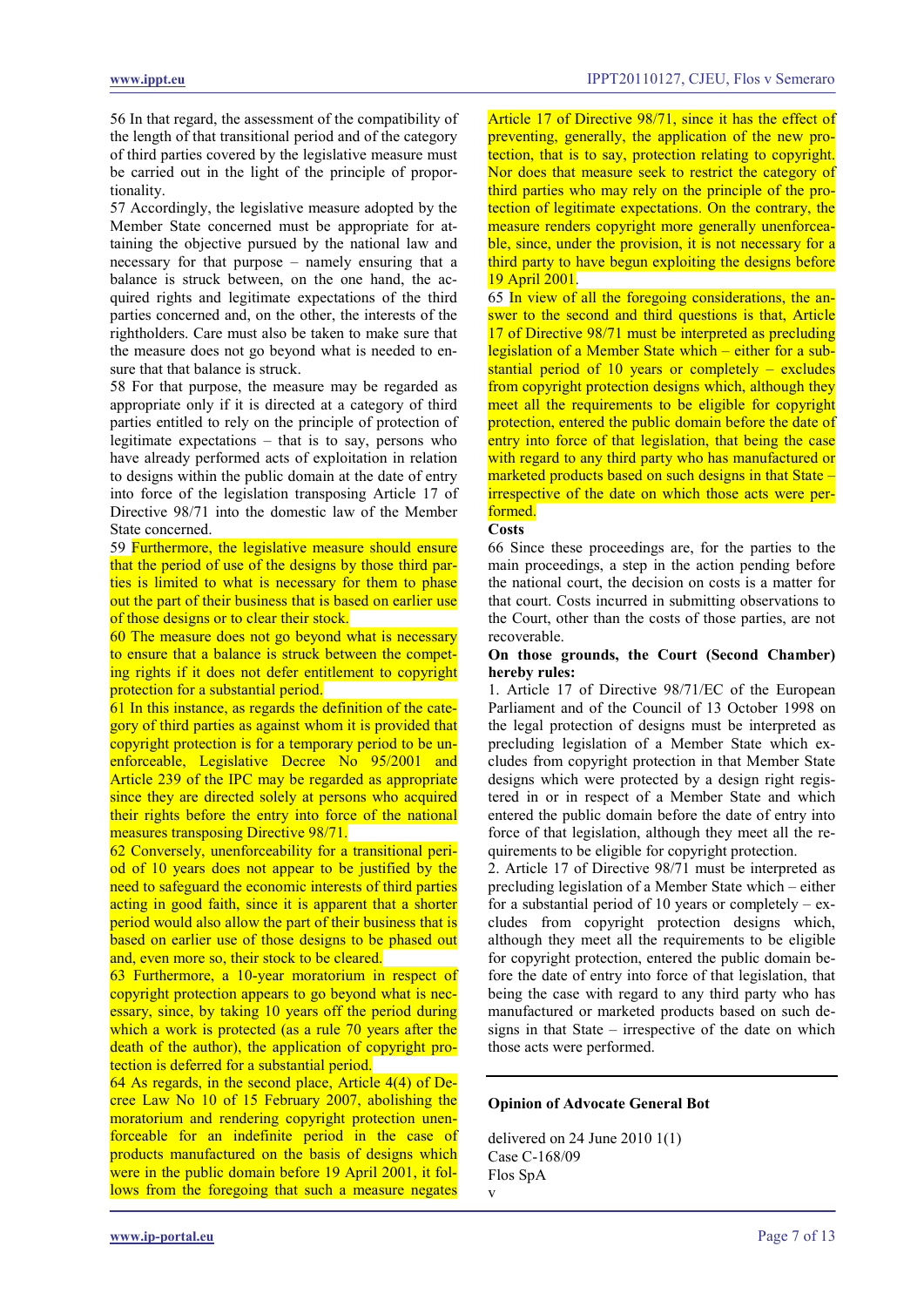56 In that regard, the assessment of the compatibility of the length of that transitional period and of the category of third parties covered by the legislative measure must be carried out in the light of the principle of proportionality.

57 Accordingly, the legislative measure adopted by the Member State concerned must be appropriate for attaining the objective pursued by the national law and necessary for that purpose – namely ensuring that a balance is struck between, on the one hand, the acquired rights and legitimate expectations of the third parties concerned and, on the other, the interests of the rightholders. Care must also be taken to make sure that the measure does not go beyond what is needed to ensure that that balance is struck.

58 For that purpose, the measure may be regarded as appropriate only if it is directed at a category of third parties entitled to rely on the principle of protection of legitimate expectations – that is to say, persons who have already performed acts of exploitation in relation to designs within the public domain at the date of entry into force of the legislation transposing Article 17 of Directive 98/71 into the domestic law of the Member State concerned.

59 Furthermore, the legislative measure should ensure that the period of use of the designs by those third parties is limited to what is necessary for them to phase out the part of their business that is based on earlier use of those designs or to clear their stock.

60 The measure does not go beyond what is necessary to ensure that a balance is struck between the competing rights if it does not defer entitlement to copyright protection for a substantial period.

61 In this instance, as regards the definition of the category of third parties as against whom it is provided that copyright protection is for a temporary period to be unenforceable, Legislative Decree No 95/2001 and Article 239 of the IPC may be regarded as appropriate since they are directed solely at persons who acquired their rights before the entry into force of the national measures transposing Directive 98/71.

62 Conversely, unenforceability for a transitional period of 10 years does not appear to be justified by the need to safeguard the economic interests of third parties acting in good faith, since it is apparent that a shorter period would also allow the part of their business that is based on earlier use of those designs to be phased out and, even more so, their stock to be cleared.

63 Furthermore, a 10-year moratorium in respect of copyright protection appears to go beyond what is necessary, since, by taking 10 years off the period during which a work is protected (as a rule 70 years after the death of the author), the application of copyright protection is deferred for a substantial period.

64 As regards, in the second place, Article 4(4) of Decree Law No 10 of 15 February 2007, abolishing the moratorium and rendering copyright protection unenforceable for an indefinite period in the case of products manufactured on the basis of designs which were in the public domain before 19 April 2001, it follows from the foregoing that such a measure negates Article 17 of Directive 98/71, since it has the effect of preventing, generally, the application of the new protection, that is to say, protection relating to copyright. Nor does that measure seek to restrict the category of third parties who may rely on the principle of the protection of legitimate expectations. On the contrary, the measure renders copyright more generally unenforceable, since, under the provision, it is not necessary for a third party to have begun exploiting the designs before 19 April 2001.

65 In view of all the foregoing considerations, the answer to the second and third questions is that, Article 17 of Directive 98/71 must be interpreted as precluding legislation of a Member State which – either for a substantial period of 10 years or completely – excludes from copyright protection designs which, although they meet all the requirements to be eligible for copyright protection, entered the public domain before the date of entry into force of that legislation, that being the case with regard to any third party who has manufactured or marketed products based on such designs in that State – irrespective of the date on which those acts were performed.

**Costs**

66 Since these proceedings are, for the parties to the main proceedings, a step in the action pending before the national court, the decision on costs is a matter for that court. Costs incurred in submitting observations to the Court, other than the costs of those parties, are not recoverable.

**On those grounds, the Court (Second Chamber) hereby rules:**

1. Article 17 of Directive 98/71/EC of the European Parliament and of the Council of 13 October 1998 on the legal protection of designs must be interpreted as precluding legislation of a Member State which excludes from copyright protection in that Member State designs which were protected by a design right registered in or in respect of a Member State and which entered the public domain before the date of entry into force of that legislation, although they meet all the requirements to be eligible for copyright protection.

2. Article 17 of Directive 98/71 must be interpreted as precluding legislation of a Member State which – either for a substantial period of 10 years or completely – excludes from copyright protection designs which, although they meet all the requirements to be eligible for copyright protection, entered the public domain before the date of entry into force of that legislation, that being the case with regard to any third party who has manufactured or marketed products based on such designs in that State – irrespective of the date on which those acts were performed.

---

**Opinion of Advocate General Bot**

delivered on 24 June 2010 1(1)

Case C-168/09

Flos SpA

v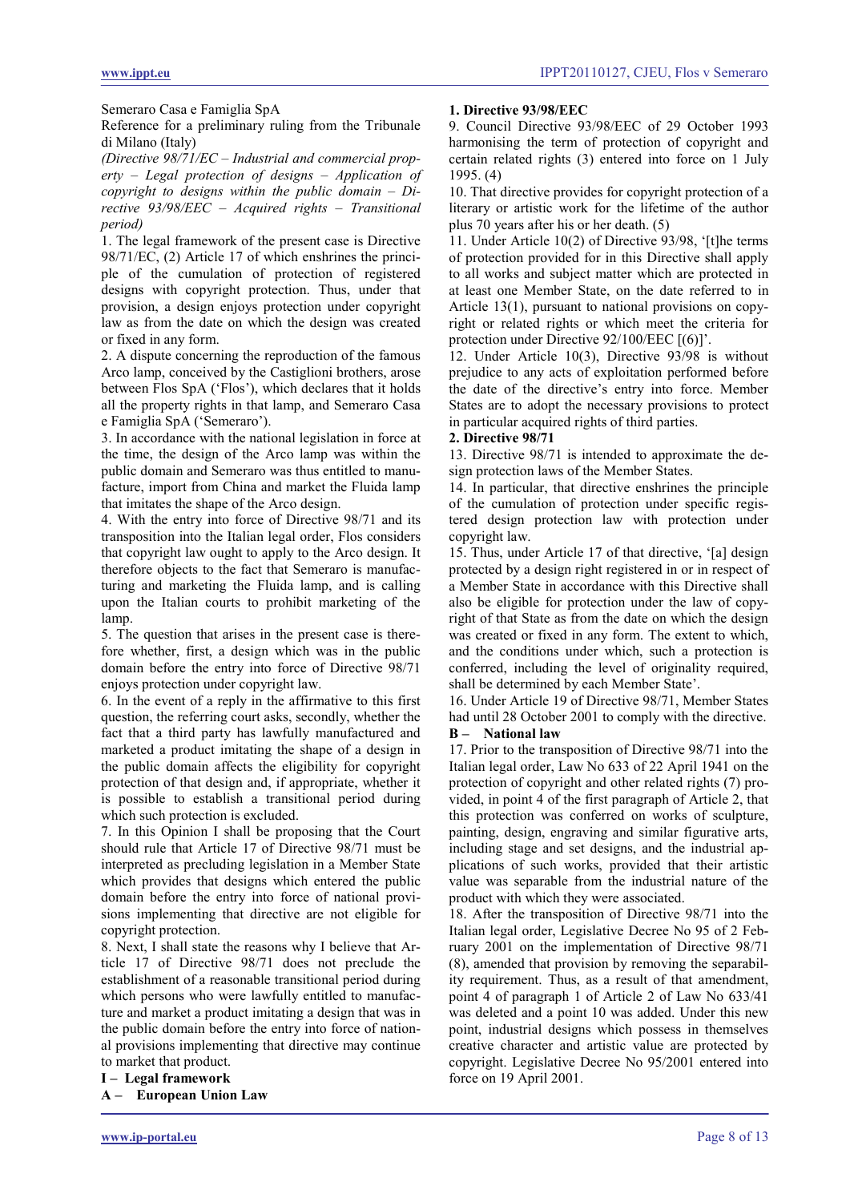Semeraro Casa e Famiglia SpA

Reference for a preliminary ruling from the Tribunale di Milano (Italy)

*(Directive 98/71/EC – Industrial and commercial property – Legal protection of designs – Application of copyright to designs within the public domain – Directive 93/98/EEC – Acquired rights – Transitional period)*

1. The legal framework of the present case is Directive 98/71/EC, (2) Article 17 of which enshrines the principle of the cumulation of protection of registered designs with copyright protection. Thus, under that provision, a design enjoys protection under copyright law as from the date on which the design was created or fixed in any form.

2. A dispute concerning the reproduction of the famous Arco lamp, conceived by the Castiglioni brothers, arose between Flos SpA ('Flos'), which declares that it holds all the property rights in that lamp, and Semeraro Casa e Famiglia SpA ('Semeraro').

3. In accordance with the national legislation in force at the time, the design of the Arco lamp was within the public domain and Semeraro was thus entitled to manufacture, import from China and market the Fluida lamp that imitates the shape of the Arco design.

4. With the entry into force of Directive 98/71 and its transposition into the Italian legal order, Flos considers that copyright law ought to apply to the Arco design. It therefore objects to the fact that Semeraro is manufacturing and marketing the Fluida lamp, and is calling upon the Italian courts to prohibit marketing of the lamp.

5. The question that arises in the present case is therefore whether, first, a design which was in the public domain before the entry into force of Directive 98/71 enjoys protection under copyright law.

6. In the event of a reply in the affirmative to this first question, the referring court asks, secondly, whether the fact that a third party has lawfully manufactured and marketed a product imitating the shape of a design in the public domain affects the eligibility for copyright protection of that design and, if appropriate, whether it is possible to establish a transitional period during which such protection is excluded.

7. In this Opinion I shall be proposing that the Court should rule that Article 17 of Directive 98/71 must be interpreted as precluding legislation in a Member State which provides that designs which entered the public domain before the entry into force of national provisions implementing that directive are not eligible for copyright protection.

8. Next, I shall state the reasons why I believe that Article 17 of Directive 98/71 does not preclude the establishment of a reasonable transitional period during which persons who were lawfully entitled to manufacture and market a product imitating a design that was in the public domain before the entry into force of national provisions implementing that directive may continue to market that product.

## I – Legal framework

### A – European Union Law

#### 1. Directive 93/98/EEC

9. Council Directive 93/98/EEC of 29 October 1993 harmonising the term of protection of copyright and certain related rights (3) entered into force on 1 July 1995. (4)

10. That directive provides for copyright protection of a literary or artistic work for the lifetime of the author plus 70 years after his or her death. (5)

11. Under Article 10(2) of Directive 93/98, '[t]he terms of protection provided for in this Directive shall apply to all works and subject matter which are protected in at least one Member State, on the date referred to in Article 13(1), pursuant to national provisions on copyright or related rights or which meet the criteria for protection under Directive 92/100/EEC [(6)]'.

12. Under Article 10(3), Directive 93/98 is without prejudice to any acts of exploitation performed before the date of the directive's entry into force. Member States are to adopt the necessary provisions to protect in particular acquired rights of third parties.

#### 2. Directive 98/71

13. Directive 98/71 is intended to approximate the design protection laws of the Member States.

14. In particular, that directive enshrines the principle of the cumulation of protection under specific registered design protection law with protection under copyright law.

15. Thus, under Article 17 of that directive, '[a] design protected by a design right registered in or in respect of a Member State in accordance with this Directive shall also be eligible for protection under the law of copyright of that State as from the date on which the design was created or fixed in any form. The extent to which, and the conditions under which, such a protection is conferred, including the level of originality required, shall be determined by each Member State'.

16. Under Article 19 of Directive 98/71, Member States had until 28 October 2001 to comply with the directive.

### B – National law

17. Prior to the transposition of Directive 98/71 into the Italian legal order, Law No 633 of 22 April 1941 on the protection of copyright and other related rights (7) provided, in point 4 of the first paragraph of Article 2, that this protection was conferred on works of sculpture, painting, design, engraving and similar figurative arts, including stage and set designs, and the industrial applications of such works, provided that their artistic value was separable from the industrial nature of the product with which they were associated.

18. After the transposition of Directive 98/71 into the Italian legal order, Legislative Decree No 95 of 2 February 2001 on the implementation of Directive 98/71 (8), amended that provision by removing the separability requirement. Thus, as a result of that amendment, point 4 of paragraph 1 of Article 2 of Law No 633/41 was deleted and a point 10 was added. Under this new point, industrial designs which possess in themselves creative character and artistic value are protected by copyright. Legislative Decree No 95/2001 entered into force on 19 April 2001.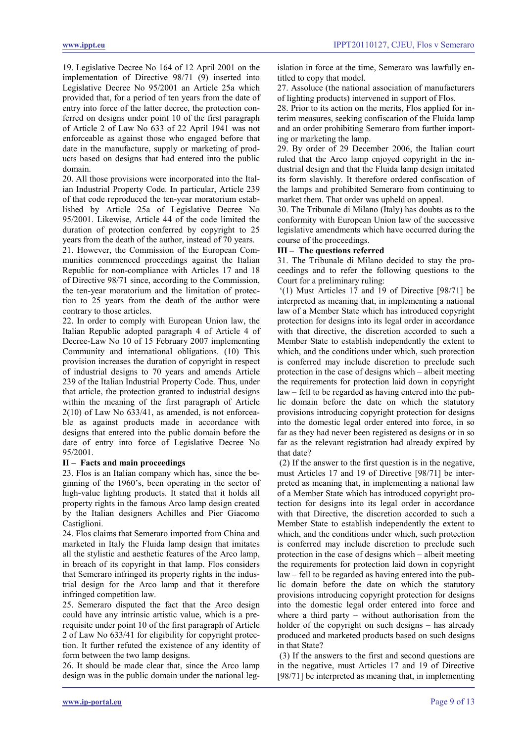19. Legislative Decree No 164 of 12 April 2001 on the implementation of Directive 98/71 (9) inserted into Legislative Decree No 95/2001 an Article 25a which provided that, for a period of ten years from the date of entry into force of the latter decree, the protection conferred on designs under point 10 of the first paragraph of Article 2 of Law No 633 of 22 April 1941 was not enforceable as against those who engaged before that date in the manufacture, supply or marketing of products based on designs that had entered into the public domain.

20. All those provisions were incorporated into the Italian Industrial Property Code. In particular, Article 239 of that code reproduced the ten-year moratorium established by Article 25a of Legislative Decree No 95/2001. Likewise, Article 44 of the code limited the duration of protection conferred by copyright to 25 years from the death of the author, instead of 70 years.

21. However, the Commission of the European Communities commenced proceedings against the Italian Republic for non-compliance with Articles 17 and 18 of Directive 98/71 since, according to the Commission, the ten-year moratorium and the limitation of protection to 25 years from the death of the author were contrary to those articles.

22. In order to comply with European Union law, the Italian Republic adopted paragraph 4 of Article 4 of Decree-Law No 10 of 15 February 2007 implementing Community and international obligations. (10) This provision increases the duration of copyright in respect of industrial designs to 70 years and amends Article 239 of the Italian Industrial Property Code. Thus, under that article, the protection granted to industrial designs within the meaning of the first paragraph of Article 2(10) of Law No 633/41, as amended, is not enforceable as against products made in accordance with designs that entered into the public domain before the date of entry into force of Legislative Decree No 95/2001.

**II – Facts and main proceedings**

23. Flos is an Italian company which has, since the beginning of the 1960's, been operating in the sector of high-value lighting products. It stated that it holds all property rights in the famous Arco lamp design created by the Italian designers Achilles and Pier Giacomo Castiglioni.

24. Flos claims that Semeraro imported from China and marketed in Italy the Fluida lamp design that imitates all the stylistic and aesthetic features of the Arco lamp, in breach of its copyright in that lamp. Flos considers that Semeraro infringed its property rights in the industrial design for the Arco lamp and that it therefore infringed competition law.

25. Semeraro disputed the fact that the Arco design could have any intrinsic artistic value, which is a prerequisite under point 10 of the first paragraph of Article 2 of Law No 633/41 for eligibility for copyright protection. It further refuted the existence of any identity of form between the two lamp designs.

26. It should be made clear that, since the Arco lamp design was in the public domain under the national legislation in force at the time, Semeraro was lawfully entitled to copy that model.

27. Assoluce (the national association of manufacturers of lighting products) intervened in support of Flos.

28. Prior to its action on the merits, Flos applied for interim measures, seeking confiscation of the Fluida lamp and an order prohibiting Semeraro from further importing or marketing the lamp.

29. By order of 29 December 2006, the Italian court ruled that the Arco lamp enjoyed copyright in the industrial design and that the Fluida lamp design imitated its form slavishly. It therefore ordered confiscation of the lamps and prohibited Semeraro from continuing to market them. That order was upheld on appeal.

30. The Tribunale di Milano (Italy) has doubts as to the conformity with European Union law of the successive legislative amendments which have occurred during the course of the proceedings.

**III – The questions referred**

31. The Tribunale di Milano decided to stay the proceedings and to refer the following questions to the Court for a preliminary ruling:

'(1) Must Articles 17 and 19 of Directive [98/71] be interpreted as meaning that, in implementing a national law of a Member State which has introduced copyright protection for designs into its legal order in accordance with that directive, the discretion accorded to such a Member State to establish independently the extent to which, and the conditions under which, such protection is conferred may include discretion to preclude such protection in the case of designs which – albeit meeting the requirements for protection laid down in copyright law – fell to be regarded as having entered into the public domain before the date on which the statutory provisions introducing copyright protection for designs into the domestic legal order entered into force, in so far as they had never been registered as designs or in so far as the relevant registration had already expired by that date?

(2) If the answer to the first question is in the negative, must Articles 17 and 19 of Directive [98/71] be interpreted as meaning that, in implementing a national law of a Member State which has introduced copyright protection for designs into its legal order in accordance with that Directive, the discretion accorded to such a Member State to establish independently the extent to which, and the conditions under which, such protection is conferred may include discretion to preclude such protection in the case of designs which – albeit meeting the requirements for protection laid down in copyright law – fell to be regarded as having entered into the public domain before the date on which the statutory provisions introducing copyright protection for designs into the domestic legal order entered into force and where a third party – without authorisation from the holder of the copyright on such designs – has already produced and marketed products based on such designs in that State?

(3) If the answers to the first and second questions are in the negative, must Articles 17 and 19 of Directive [98/71] be interpreted as meaning that, in implementing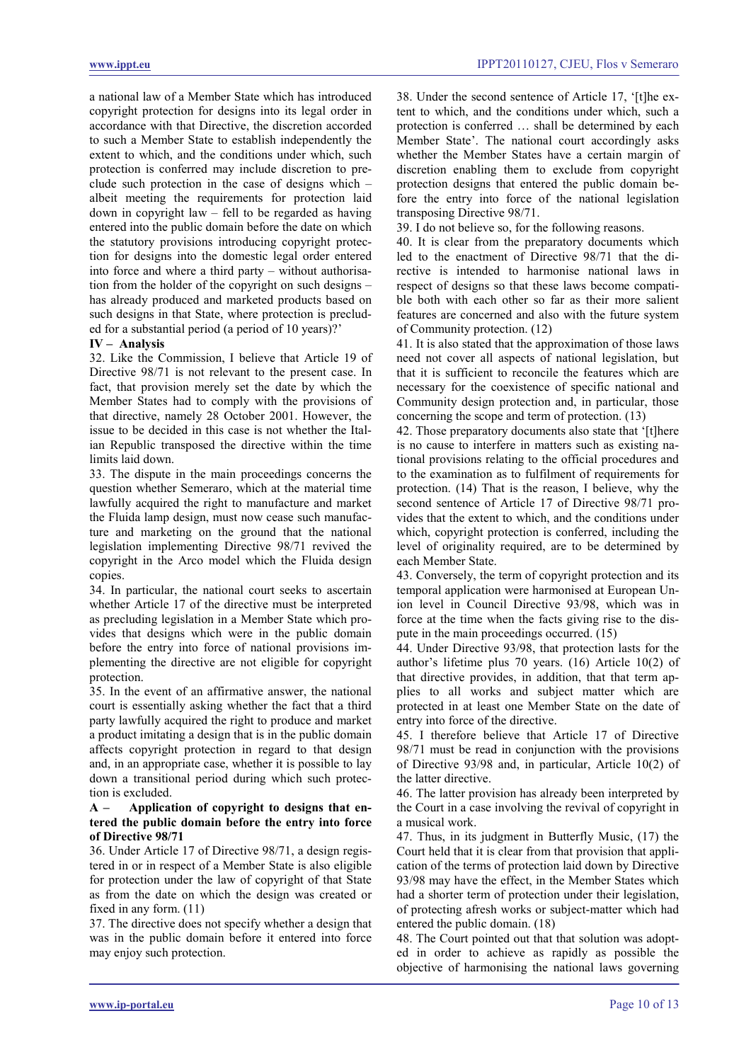a national law of a Member State which has introduced copyright protection for designs into its legal order in accordance with that Directive, the discretion accorded to such a Member State to establish independently the extent to which, and the conditions under which, such protection is conferred may include discretion to preclude such protection in the case of designs which – albeit meeting the requirements for protection laid down in copyright law – fell to be regarded as having entered into the public domain before the date on which the statutory provisions introducing copyright protection for designs into the domestic legal order entered into force and where a third party – without authorisation from the holder of the copyright on such designs – has already produced and marketed products based on such designs in that State, where protection is precluded for a substantial period (a period of 10 years)?'

## IV – Analysis

32. Like the Commission, I believe that Article 19 of Directive 98/71 is not relevant to the present case. In fact, that provision merely set the date by which the Member States had to comply with the provisions of that directive, namely 28 October 2001. However, the issue to be decided in this case is not whether the Italian Republic transposed the directive within the time limits laid down.

33. The dispute in the main proceedings concerns the question whether Semeraro, which at the material time lawfully acquired the right to manufacture and market the Fluida lamp design, must now cease such manufacture and marketing on the ground that the national legislation implementing Directive 98/71 revived the copyright in the Arco model which the Fluida design copies.

34. In particular, the national court seeks to ascertain whether Article 17 of the directive must be interpreted as precluding legislation in a Member State which provides that designs which were in the public domain before the entry into force of national provisions implementing the directive are not eligible for copyright protection.

35. In the event of an affirmative answer, the national court is essentially asking whether the fact that a third party lawfully acquired the right to produce and market a product imitating a design that is in the public domain affects copyright protection in regard to that design and, in an appropriate case, whether it is possible to lay down a transitional period during which such protection is excluded.

### A – Application of copyright to designs that entered the public domain before the entry into force of Directive 98/71

36. Under Article 17 of Directive 98/71, a design registered in or in respect of a Member State is also eligible for protection under the law of copyright of that State as from the date on which the design was created or fixed in any form. (11)

37. The directive does not specify whether a design that was in the public domain before it entered into force may enjoy such protection.

38. Under the second sentence of Article 17, '[t]he extent to which, and the conditions under which, such a protection is conferred … shall be determined by each Member State'. The national court accordingly asks whether the Member States have a certain margin of discretion enabling them to exclude from copyright protection designs that entered the public domain before the entry into force of the national legislation transposing Directive 98/71.

39. I do not believe so, for the following reasons.

40. It is clear from the preparatory documents which led to the enactment of Directive 98/71 that the directive is intended to harmonise national laws in respect of designs so that these laws become compatible both with each other so far as their more salient features are concerned and also with the future system of Community protection. (12)

41. It is also stated that the approximation of those laws need not cover all aspects of national legislation, but that it is sufficient to reconcile the features which are necessary for the coexistence of specific national and Community design protection and, in particular, those concerning the scope and term of protection. (13)

42. Those preparatory documents also state that '[t]here is no cause to interfere in matters such as existing national provisions relating to the official procedures and to the examination as to fulfilment of requirements for protection. (14) That is the reason, I believe, why the second sentence of Article 17 of Directive 98/71 provides that the extent to which, and the conditions under which, copyright protection is conferred, including the level of originality required, are to be determined by each Member State.

43. Conversely, the term of copyright protection and its temporal application were harmonised at European Union level in Council Directive 93/98, which was in force at the time when the facts giving rise to the dispute in the main proceedings occurred. (15)

44. Under Directive 93/98, that protection lasts for the author's lifetime plus 70 years. (16) Article 10(2) of that directive provides, in addition, that that term applies to all works and subject matter which are protected in at least one Member State on the date of entry into force of the directive.

45. I therefore believe that Article 17 of Directive 98/71 must be read in conjunction with the provisions of Directive 93/98 and, in particular, Article 10(2) of the latter directive.

46. The latter provision has already been interpreted by the Court in a case involving the revival of copyright in a musical work.

47. Thus, in its judgment in Butterfly Music, (17) the Court held that it is clear from that provision that application of the terms of protection laid down by Directive 93/98 may have the effect, in the Member States which had a shorter term of protection under their legislation, of protecting afresh works or subject-matter which had entered the public domain. (18)

48. The Court pointed out that that solution was adopted in order to achieve as rapidly as possible the objective of harmonising the national laws governing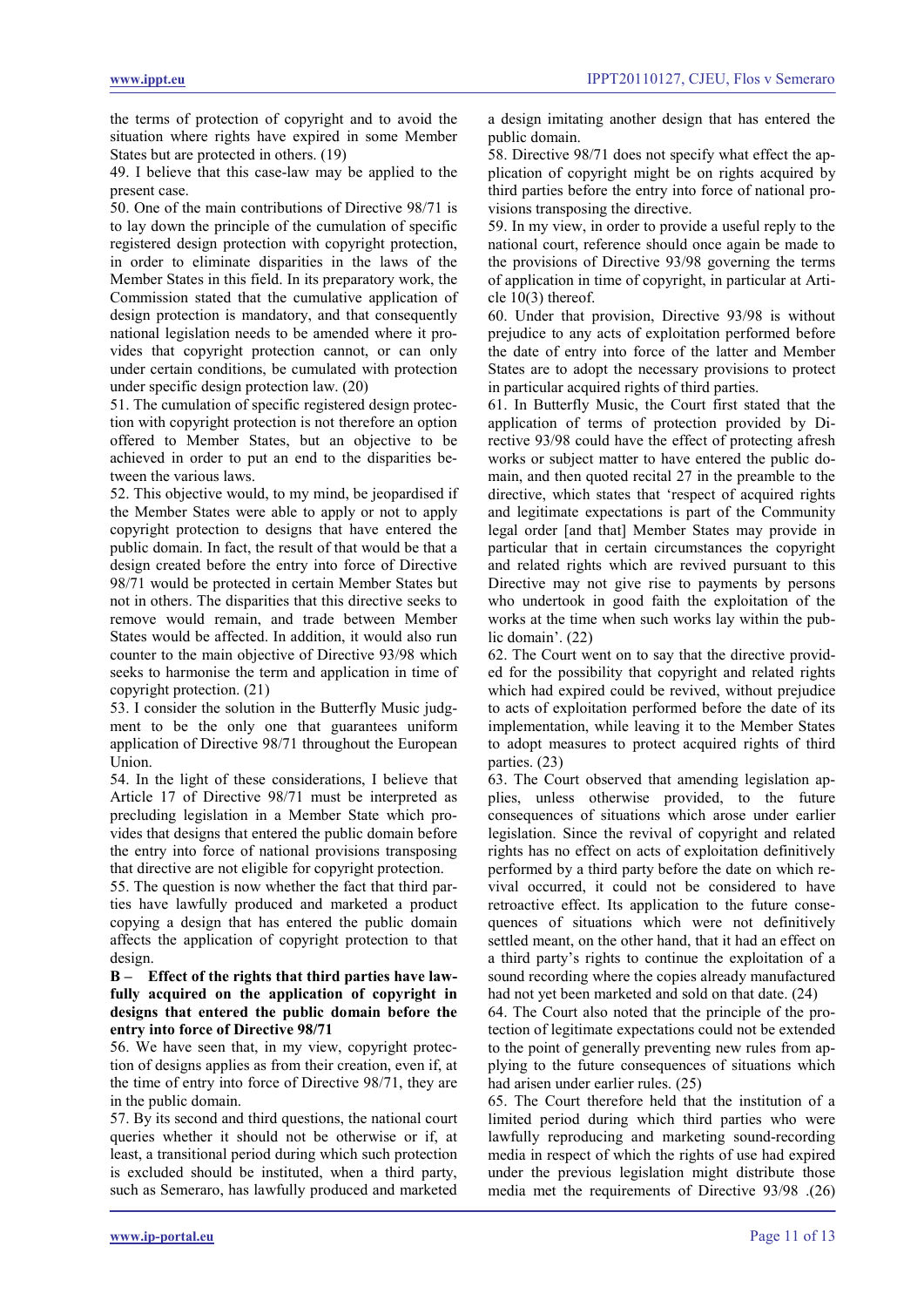the terms of protection of copyright and to avoid the situation where rights have expired in some Member States but are protected in others. (19)

49. I believe that this case-law may be applied to the present case.

50. One of the main contributions of Directive 98/71 is to lay down the principle of the cumulation of specific registered design protection with copyright protection, in order to eliminate disparities in the laws of the Member States in this field. In its preparatory work, the Commission stated that the cumulative application of design protection is mandatory, and that consequently national legislation needs to be amended where it provides that copyright protection cannot, or can only under certain conditions, be cumulated with protection under specific design protection law. (20)

51. The cumulation of specific registered design protection with copyright protection is not therefore an option offered to Member States, but an objective to be achieved in order to put an end to the disparities between the various laws.

52. This objective would, to my mind, be jeopardised if the Member States were able to apply or not to apply copyright protection to designs that have entered the public domain. In fact, the result of that would be that a design created before the entry into force of Directive 98/71 would be protected in certain Member States but not in others. The disparities that this directive seeks to remove would remain, and trade between Member States would be affected. In addition, it would also run counter to the main objective of Directive 93/98 which seeks to harmonise the term and application in time of copyright protection. (21)

53. I consider the solution in the Butterfly Music judgment to be the only one that guarantees uniform application of Directive 98/71 throughout the European Union.

54. In the light of these considerations, I believe that Article 17 of Directive 98/71 must be interpreted as precluding legislation in a Member State which provides that designs that entered the public domain before the entry into force of national provisions transposing that directive are not eligible for copyright protection.

55. The question is now whether the fact that third parties have lawfully produced and marketed a product copying a design that has entered the public domain affects the application of copyright protection to that design.

**B – Effect of the rights that third parties have lawfully acquired on the application of copyright in designs that entered the public domain before the entry into force of Directive 98/71**

56. We have seen that, in my view, copyright protection of designs applies as from their creation, even if, at the time of entry into force of Directive 98/71, they are in the public domain.

57. By its second and third questions, the national court queries whether it should not be otherwise or if, at least, a transitional period during which such protection is excluded should be instituted, when a third party, such as Semeraro, has lawfully produced and marketed a design imitating another design that has entered the public domain.

58. Directive 98/71 does not specify what effect the application of copyright might be on rights acquired by third parties before the entry into force of national provisions transposing the directive.

59. In my view, in order to provide a useful reply to the national court, reference should once again be made to the provisions of Directive 93/98 governing the terms of application in time of copyright, in particular at Article 10(3) thereof.

60. Under that provision, Directive 93/98 is without prejudice to any acts of exploitation performed before the date of entry into force of the latter and Member States are to adopt the necessary provisions to protect in particular acquired rights of third parties.

61. In Butterfly Music, the Court first stated that the application of terms of protection provided by Directive 93/98 could have the effect of protecting afresh works or subject matter to have entered the public domain, and then quoted recital 27 in the preamble to the directive, which states that 'respect of acquired rights and legitimate expectations is part of the Community legal order [and that] Member States may provide in particular that in certain circumstances the copyright and related rights which are revived pursuant to this Directive may not give rise to payments by persons who undertook in good faith the exploitation of the works at the time when such works lay within the public domain'. (22)

62. The Court went on to say that the directive provided for the possibility that copyright and related rights which had expired could be revived, without prejudice to acts of exploitation performed before the date of its implementation, while leaving it to the Member States to adopt measures to protect acquired rights of third parties. (23)

63. The Court observed that amending legislation applies, unless otherwise provided, to the future consequences of situations which arose under earlier legislation. Since the revival of copyright and related rights has no effect on acts of exploitation definitively performed by a third party before the date on which revival occurred, it could not be considered to have retroactive effect. Its application to the future consequences of situations which were not definitively settled meant, on the other hand, that it had an effect on a third party's rights to continue the exploitation of a sound recording where the copies already manufactured had not yet been marketed and sold on that date. (24)

64. The Court also noted that the principle of the protection of legitimate expectations could not be extended to the point of generally preventing new rules from applying to the future consequences of situations which had arisen under earlier rules. (25)

65. The Court therefore held that the institution of a limited period during which third parties who were lawfully reproducing and marketing sound-recording media in respect of which the rights of use had expired under the previous legislation might distribute those media met the requirements of Directive 93/98 .(26)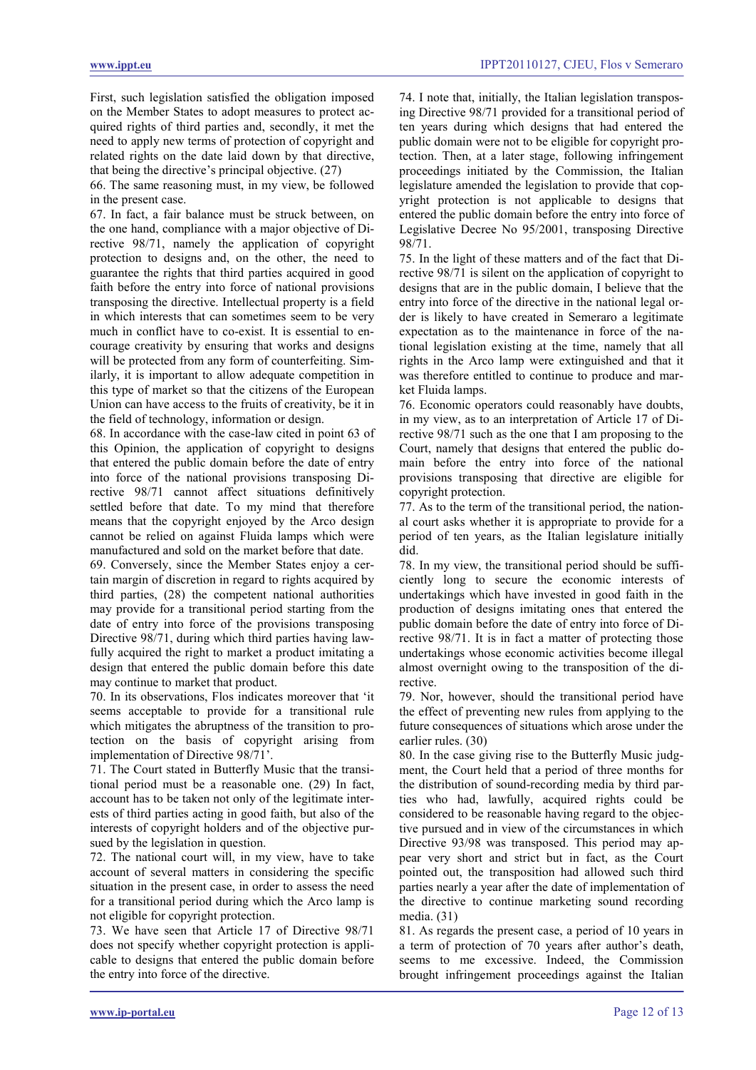First, such legislation satisfied the obligation imposed on the Member States to adopt measures to protect acquired rights of third parties and, secondly, it met the need to apply new terms of protection of copyright and related rights on the date laid down by that directive, that being the directive's principal objective. (27)

66. The same reasoning must, in my view, be followed in the present case.

67. In fact, a fair balance must be struck between, on the one hand, compliance with a major objective of Directive 98/71, namely the application of copyright protection to designs and, on the other, the need to guarantee the rights that third parties acquired in good faith before the entry into force of national provisions transposing the directive. Intellectual property is a field in which interests that can sometimes seem to be very much in conflict have to co-exist. It is essential to encourage creativity by ensuring that works and designs will be protected from any form of counterfeiting. Similarly, it is important to allow adequate competition in this type of market so that the citizens of the European Union can have access to the fruits of creativity, be it in the field of technology, information or design.

68. In accordance with the case-law cited in point 63 of this Opinion, the application of copyright to designs that entered the public domain before the date of entry into force of the national provisions transposing Directive 98/71 cannot affect situations definitively settled before that date. To my mind that therefore means that the copyright enjoyed by the Arco design cannot be relied on against Fluida lamps which were manufactured and sold on the market before that date.

69. Conversely, since the Member States enjoy a certain margin of discretion in regard to rights acquired by third parties, (28) the competent national authorities may provide for a transitional period starting from the date of entry into force of the provisions transposing Directive 98/71, during which third parties having lawfully acquired the right to market a product imitating a design that entered the public domain before this date may continue to market that product.

70. In its observations, Flos indicates moreover that 'it seems acceptable to provide for a transitional rule which mitigates the abruptness of the transition to protection on the basis of copyright arising from implementation of Directive 98/71'.

71. The Court stated in Butterfly Music that the transitional period must be a reasonable one. (29) In fact, account has to be taken not only of the legitimate interests of third parties acting in good faith, but also of the interests of copyright holders and of the objective pursued by the legislation in question.

72. The national court will, in my view, have to take account of several matters in considering the specific situation in the present case, in order to assess the need for a transitional period during which the Arco lamp is not eligible for copyright protection.

73. We have seen that Article 17 of Directive 98/71 does not specify whether copyright protection is applicable to designs that entered the public domain before the entry into force of the directive.

74. I note that, initially, the Italian legislation transposing Directive 98/71 provided for a transitional period of ten years during which designs that had entered the public domain were not to be eligible for copyright protection. Then, at a later stage, following infringement proceedings initiated by the Commission, the Italian legislature amended the legislation to provide that copyright protection is not applicable to designs that entered the public domain before the entry into force of Legislative Decree No 95/2001, transposing Directive 98/71.

75. In the light of these matters and of the fact that Directive 98/71 is silent on the application of copyright to designs that are in the public domain, I believe that the entry into force of the directive in the national legal order is likely to have created in Semeraro a legitimate expectation as to the maintenance in force of the national legislation existing at the time, namely that all rights in the Arco lamp were extinguished and that it was therefore entitled to continue to produce and market Fluida lamps.

76. Economic operators could reasonably have doubts, in my view, as to an interpretation of Article 17 of Directive 98/71 such as the one that I am proposing to the Court, namely that designs that entered the public domain before the entry into force of the national provisions transposing that directive are eligible for copyright protection.

77. As to the term of the transitional period, the national court asks whether it is appropriate to provide for a period of ten years, as the Italian legislature initially did.

78. In my view, the transitional period should be sufficiently long to secure the economic interests of undertakings which have invested in good faith in the production of designs imitating ones that entered the public domain before the date of entry into force of Directive 98/71. It is in fact a matter of protecting those undertakings whose economic activities become illegal almost overnight owing to the transposition of the directive.

79. Nor, however, should the transitional period have the effect of preventing new rules from applying to the future consequences of situations which arose under the earlier rules. (30)

80. In the case giving rise to the Butterfly Music judgment, the Court held that a period of three months for the distribution of sound-recording media by third parties who had, lawfully, acquired rights could be considered to be reasonable having regard to the objective pursued and in view of the circumstances in which Directive 93/98 was transposed. This period may appear very short and strict but in fact, as the Court pointed out, the transposition had allowed such third parties nearly a year after the date of implementation of the directive to continue marketing sound recording media. (31)

81. As regards the present case, a period of 10 years in a term of protection of 70 years after author's death, seems to me excessive. Indeed, the Commission brought infringement proceedings against the Italian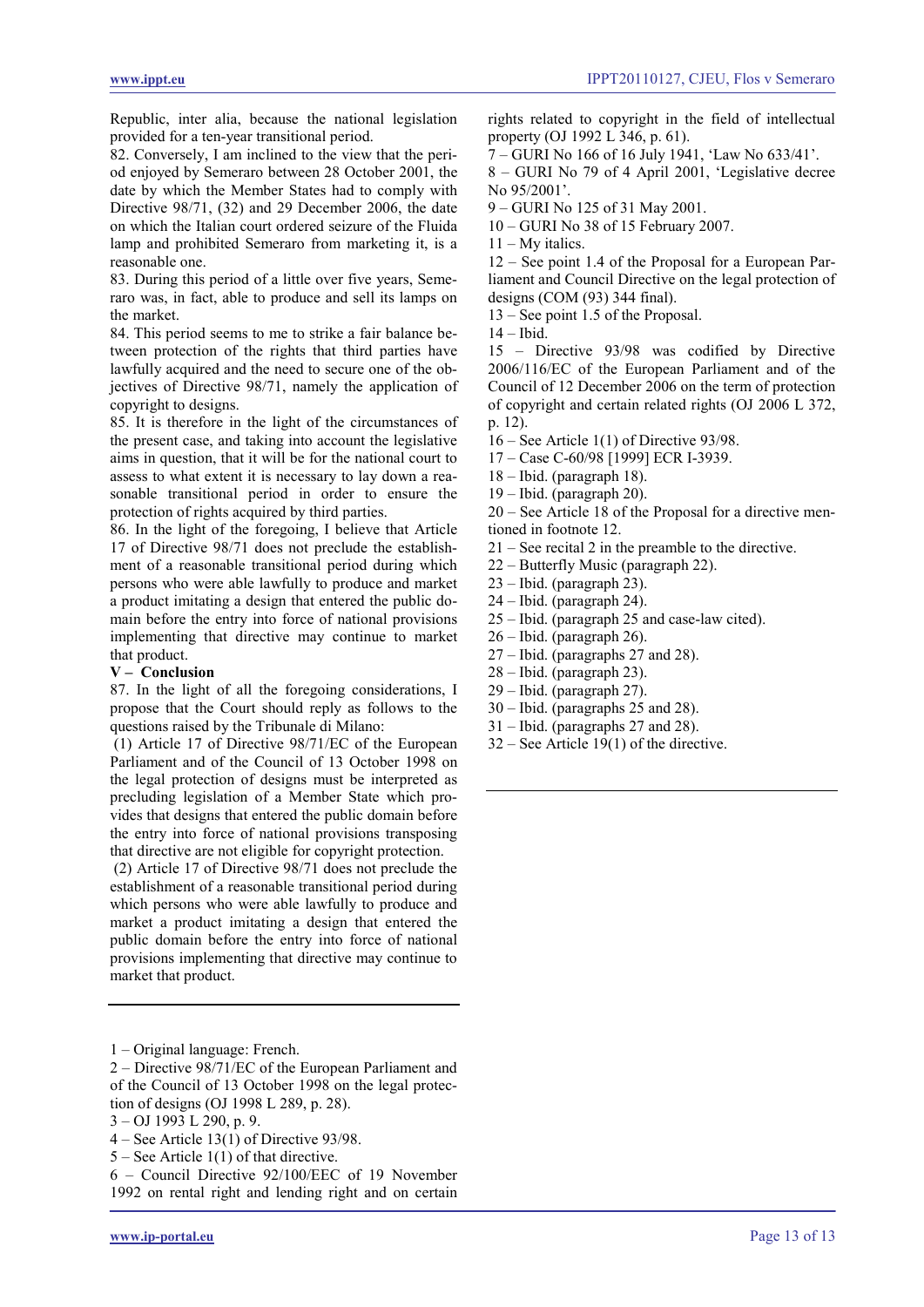Republic, inter alia, because the national legislation provided for a ten-year transitional period.

82. Conversely, I am inclined to the view that the period enjoyed by Semeraro between 28 October 2001, the date by which the Member States had to comply with Directive 98/71, (32) and 29 December 2006, the date on which the Italian court ordered seizure of the Fluida lamp and prohibited Semeraro from marketing it, is a reasonable one.

83. During this period of a little over five years, Semeraro was, in fact, able to produce and sell its lamps on the market.

84. This period seems to me to strike a fair balance between protection of the rights that third parties have lawfully acquired and the need to secure one of the objectives of Directive 98/71, namely the application of copyright to designs.

85. It is therefore in the light of the circumstances of the present case, and taking into account the legislative aims in question, that it will be for the national court to assess to what extent it is necessary to lay down a reasonable transitional period in order to ensure the protection of rights acquired by third parties.

86. In the light of the foregoing, I believe that Article 17 of Directive 98/71 does not preclude the establishment of a reasonable transitional period during which persons who were able lawfully to produce and market a product imitating a design that entered the public domain before the entry into force of national provisions implementing that directive may continue to market that product.

## V – Conclusion

87. In the light of all the foregoing considerations, I propose that the Court should reply as follows to the questions raised by the Tribunale di Milano:

(1) Article 17 of Directive 98/71/EC of the European Parliament and of the Council of 13 October 1998 on the legal protection of designs must be interpreted as precluding legislation of a Member State which provides that designs that entered the public domain before the entry into force of national provisions transposing that directive are not eligible for copyright protection.

(2) Article 17 of Directive 98/71 does not preclude the establishment of a reasonable transitional period during which persons who were able lawfully to produce and market a product imitating a design that entered the public domain before the entry into force of national provisions implementing that directive may continue to market that product.

---

1 – Original language: French.

2 – Directive 98/71/EC of the European Parliament and of the Council of 13 October 1998 on the legal protection of designs (OJ 1998 L 289, p. 28).

3 – OJ 1993 L 290, p. 9.

4 – See Article 13(1) of Directive 93/98.

5 – See Article 1(1) of that directive.

6 – Council Directive 92/100/EEC of 19 November 1992 on rental right and lending right and on certain rights related to copyright in the field of intellectual property (OJ 1992 L 346, p. 61).

7 – GURI No 166 of 16 July 1941, 'Law No 633/41'.

8 – GURI No 79 of 4 April 2001, 'Legislative decree No 95/2001'.

9 – GURI No 125 of 31 May 2001.

10 – GURI No 38 of 15 February 2007.

11 – My italics.

12 – See point 1.4 of the Proposal for a European Parliament and Council Directive on the legal protection of designs (COM (93) 344 final).

13 – See point 1.5 of the Proposal.

14 – Ibid.

15 – Directive 93/98 was codified by Directive 2006/116/EC of the European Parliament and of the Council of 12 December 2006 on the term of protection of copyright and certain related rights (OJ 2006 L 372, p. 12).

16 – See Article 1(1) of Directive 93/98.

17 – Case C-60/98 [1999] ECR I-3939.

18 – Ibid. (paragraph 18).

19 – Ibid. (paragraph 20).

20 – See Article 18 of the Proposal for a directive mentioned in footnote 12.

21 – See recital 2 in the preamble to the directive.

22 – Butterfly Music (paragraph 22).

23 – Ibid. (paragraph 23).

24 – Ibid. (paragraph 24).

25 – Ibid. (paragraph 25 and case-law cited).

26 – Ibid. (paragraph 26).

27 – Ibid. (paragraphs 27 and 28).

28 – Ibid. (paragraph 23).

29 – Ibid. (paragraph 27).

30 – Ibid. (paragraphs 25 and 28).

31 – Ibid. (paragraphs 27 and 28).

32 – See Article 19(1) of the directive.